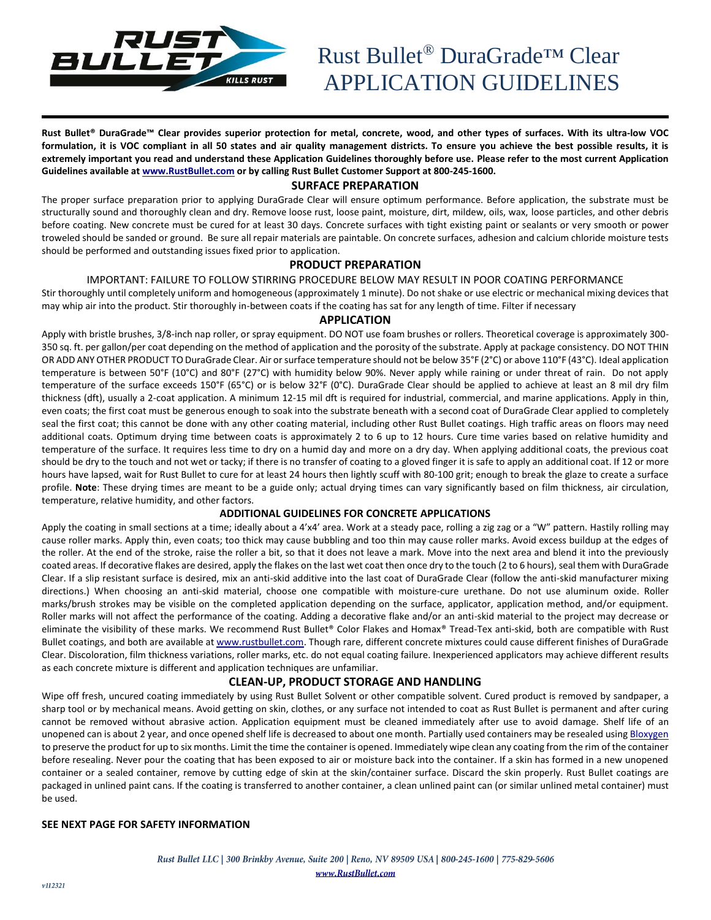# Rust Bullet® DuraGrade™ Clear APPLICATION GUIDELINES

**Rust Bullet® DuraGrade™ Clear provides superior protection for metal, concrete, wood, and other types of surfaces. With its ultra-low VOC formulation, it is VOC compliant in all 50 states and air quality management districts. To ensure you achieve the best possible results, it is extremely important you read and understand these Application Guidelines thoroughly before use. Please refer to the most current Application Guidelines available at [www.RustBullet.com](http://www.RustBullet.com) or by calling Rust Bullet Customer Support at 800-245-1600.**

## SURFACE PREPARATION

The proper surface preparation prior to applying DuraGrade Clear will ensure optimum performance. Before application, the substrate must be structurally sound and thoroughly clean and dry. Remove loose rust, loose paint, moisture, dirt, mildew, oils, wax, loose particles, and other debris before coating. New concrete must be cured for at least 30 days. Concrete surfaces with tight existing paint or sealants or very smooth or power troweled should be sanded or ground. Be sure all repair materials are paintable. On concrete surfaces, adhesion and calcium chloride moisture tests should be performed and outstanding issues fixed prior to application.

## PRODUCT PREPARATION

IMPORTANT: FAILURE TO FOLLOW STIRRING PROCEDURE BELOW MAY RESULT IN POOR COATING PERFORMANCE

Stir thoroughly until completely uniform and homogeneous (approximately 1 minute). Do not shake or use electric or mechanical mixing devices that may whip air into the product. Stir thoroughly in-between coats if the coating has sat for any length of time. Filter if necessary

## APPLICATION

Apply with bristle brushes, 3/8-inch nap roller, or spray equipment. DO NOT use foam brushes or rollers. Theoretical coverage is approximately 300-350 sq. ft. per gallon/per coat depending on the method of application and the porosity of the substrate. Apply at package consistency. DO NOT THIN OR ADD ANY OTHER PRODUCT TO DuraGrade Clear. Air or surface temperature should not be below 35°F (2°C) or above 110°F (43°C). Ideal application temperature is between 50°F (10°C) and 80°F (27°C) with humidity below 90%. Never apply while raining or under threat of rain. Do not apply temperature of the surface exceeds 150°F (65°C) or is below 32°F (0°C). DuraGrade Clear should be applied to achieve at least an 8 mil dry film thickness (dft), usually a 2-coat application. A minimum 12-15 mil dft is required for industrial, commercial, and marine applications. Apply in thin, even coats; the first coat must be generous enough to soak into the substrate beneath with a second coat of DuraGrade Clear applied to completely seal the first coat; this cannot be done with any other coating material, including other Rust Bullet coatings. High traffic areas on floors may need additional coats. Optimum drying time between coats is approximately 2 to 6 up to 12 hours. Cure time varies based on relative humidity and temperature of the surface. It requires less time to dry on a humid day and more on a dry day. When applying additional coats, the previous coat should be dry to the touch and not wet or tacky; if there is no transfer of coating to a gloved finger it is safe to apply an additional coat. If 12 or more hours have lapsed, wait for Rust Bullet to cure for at least 24 hours then lightly scuff with 80-100 grit; enough to break the glaze to create a surface profile. **Note**: These drying times are meant to be a guide only; actual drying times can vary significantly based on film thickness, air circulation, temperature, relative humidity, and other factors.

### ADDITIONAL GUIDELINES FOR CONCRETE APPLICATIONS

Apply the coating in small sections at a time; ideally about a 4'x4' area. Work at a steady pace, rolling a zig zag or a "W" pattern. Hastily rolling may cause roller marks. Apply thin, even coats; too thick may cause bubbling and too thin may cause roller marks. Avoid excess buildup at the edges of the roller. At the end of the stroke, raise the roller a bit, so that it does not leave a mark. Move into the next area and blend it into the previously coated areas. If decorative flakes are desired, apply the flakes on the last wet coat then once dry to the touch (2 to 6 hours), seal them with DuraGrade Clear. If a slip resistant surface is desired, mix an anti-skid additive into the last coat of DuraGrade Clear (follow the anti-skid manufacturer mixing directions.) When choosing an anti-skid material, choose one compatible with moisture-cure urethane. Do not use aluminum oxide. Roller marks/brush strokes may be visible on the completed application depending on the surface, applicator, application method, and/or equipment. Roller marks will not affect the performance of the coating. Adding a decorative flake and/or an anti-skid material to the project may decrease or eliminate the visibility of these marks. We recommend Rust Bullet® Color Flakes and Homax® Tread-Tex anti-skid, both are compatible with Rust Bullet coatings, and both are available at [www.rustbullet.com](http://www.rustbullet.com). Though rare, different concrete mixtures could cause different finishes of DuraGrade Clear. Discoloration, film thickness variations, roller marks, etc. do not equal coating failure. Inexperienced applicators may achieve different results as each concrete mixture is different and application techniques are unfamiliar.

## CLEAN-UP, PRODUCT STORAGE AND HANDLING

Wipe off fresh, uncured coating immediately by using Rust Bullet Solvent or other compatible solvent. Cured product is removed by sandpaper, a sharp tool or by mechanical means. Avoid getting on skin, clothes, or any surface not intended to coat as Rust Bullet is permanent and after curing cannot be removed without abrasive action. Application equipment must be cleaned immediately after use to avoid damage. Shelf life of an unopened can is about 2 year, and once opened shelf life is decreased to about one month. Partially used containers may be resealed using Bloxygen to preserve the product for up to six months. Limit the time the container is opened. Immediately wipe clean any coating from the rim of the container before resealing. Never pour the coating that has been exposed to air or moisture back into the container. If a skin has formed in a new unopened container or a sealed container, remove by cutting edge of skin at the skin/container surface. Discard the skin properly. Rust Bullet coatings are packaged in unlined paint cans. If the coating is transferred to another container, a clean unlined paint can (or similar unlined metal container) must be used.

**SEE NEXT PAGE FOR SAFETY INFORMATION**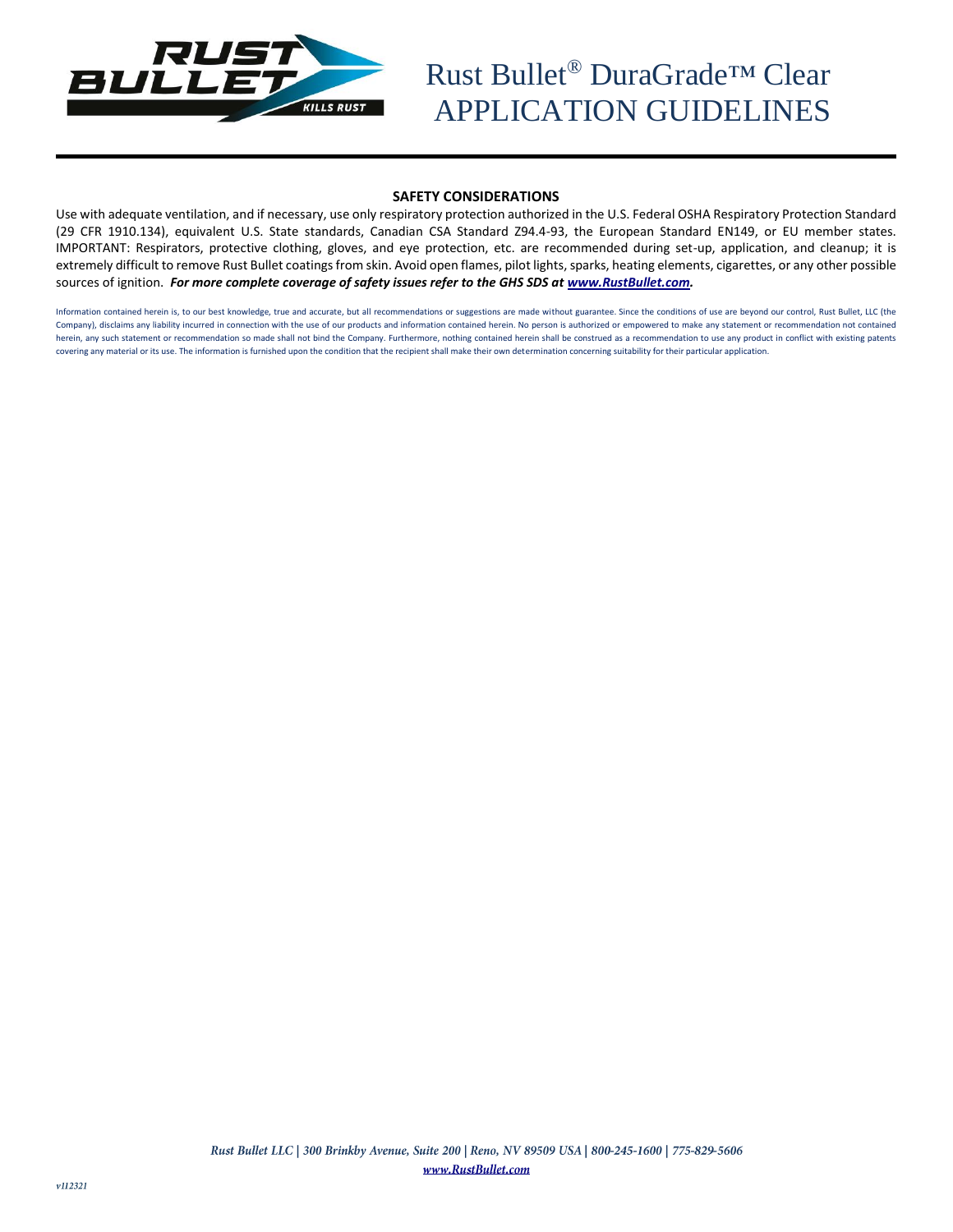### SAFETY CONSIDERATIONS

Use with adequate ventilation, and if necessary, use only respiratory protection authorized in the U.S. Federal OSHA Respiratory Protection Standard (29 CFR 1910.134), equivalent U.S. State standards, Canadian CSA Standard Z94.4-93, the European Standard EN149, or EU member states. IMPORTANT: Respirators, protective clothing, gloves, and eye protection, etc. are recommended during set-up, application, and cleanup; it is extremely difficult to remove Rust Bullet coatings from skin. Avoid open flames, pilot lights, sparks, heating elements, cigarettes, or any other possible sources of ignition. ***For more complete coverage of safety issues refer to the GHS SDS at [www.RustBullet.com](http://www.RustBullet.com).***

Information contained herein is, to our best knowledge, true and accurate, but all recommendations or suggestions are made without guarantee. Since the conditions of use are beyond our control, Rust Bullet, LLC (the Company), disclaims any liability incurred in connection with the use of our products and information contained herein. No person is authorized or empowered to make any statement or recommendation not contained herein, any such statement or recommendation so made shall not bind the Company. Furthermore, nothing contained herein shall be construed as a recommendation to use any product in conflict with existing patents covering any material or its use. The information is furnished upon the condition that the recipient shall make their own determination concerning suitability for their particular application.